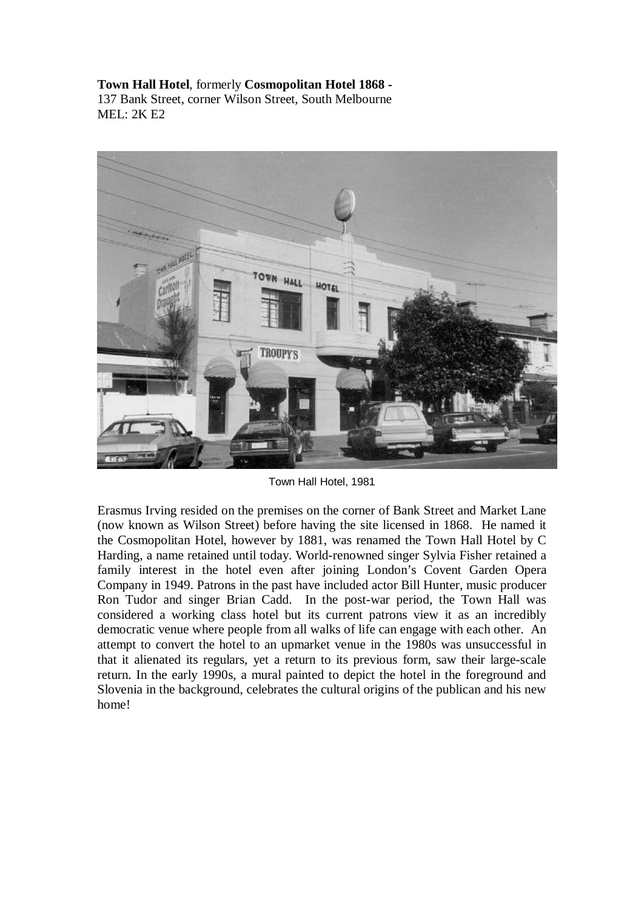**Town Hall Hotel**, formerly **Cosmopolitan Hotel 1868 -**
137 Bank Street, corner Wilson Street, South Melbourne
MEL: 2K E2

Town Hall Hotel, 1981

Erasmus Irving resided on the premises on the corner of Bank Street and Market Lane (now known as Wilson Street) before having the site licensed in 1868. He named it the Cosmopolitan Hotel, however by 1881, was renamed the Town Hall Hotel by C Harding, a name retained until today. World-renowned singer Sylvia Fisher retained a family interest in the hotel even after joining London's Covent Garden Opera Company in 1949. Patrons in the past have included actor Bill Hunter, music producer Ron Tudor and singer Brian Cadd. In the post-war period, the Town Hall was considered a working class hotel but its current patrons view it as an incredibly democratic venue where people from all walks of life can engage with each other. An attempt to convert the hotel to an upmarket venue in the 1980s was unsuccessful in that it alienated its regulars, yet a return to its previous form, saw their large-scale return. In the early 1990s, a mural painted to depict the hotel in the foreground and Slovenia in the background, celebrates the cultural origins of the publican and his new home!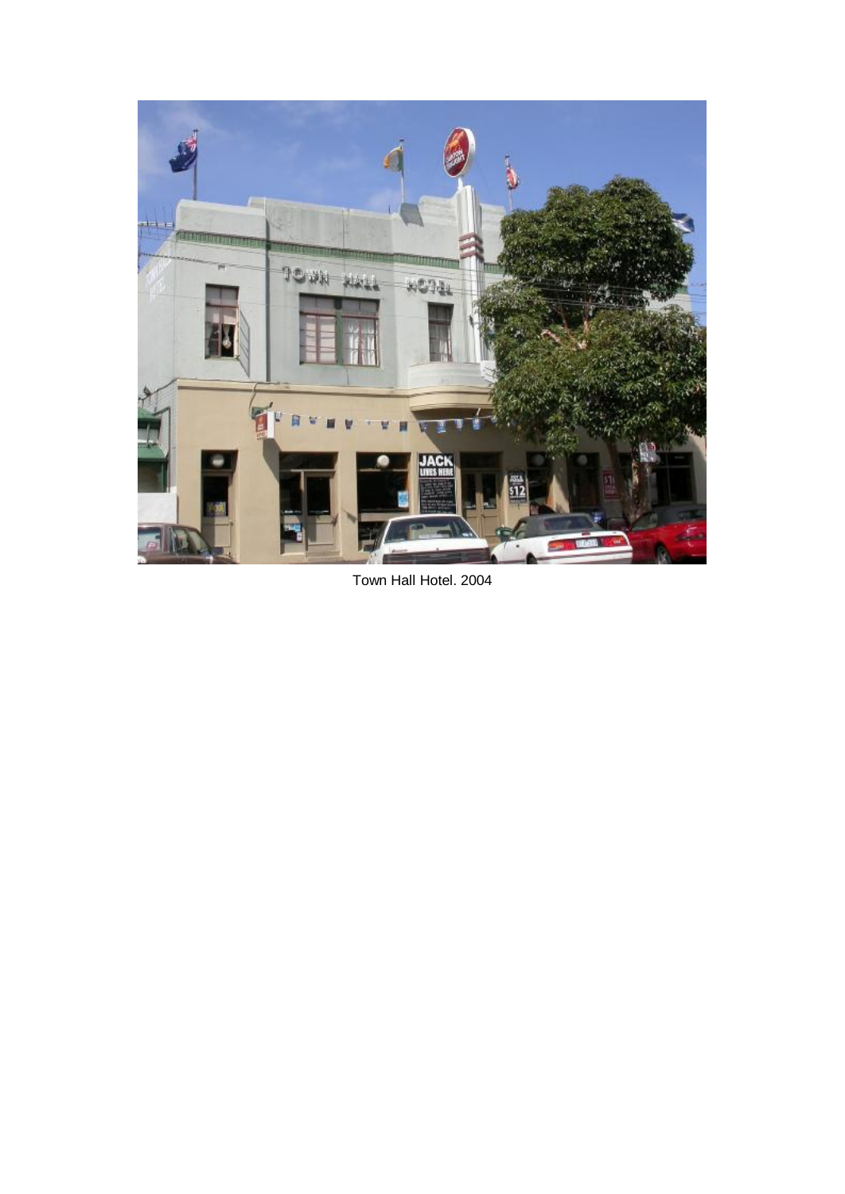Town Hall Hotel. 2004